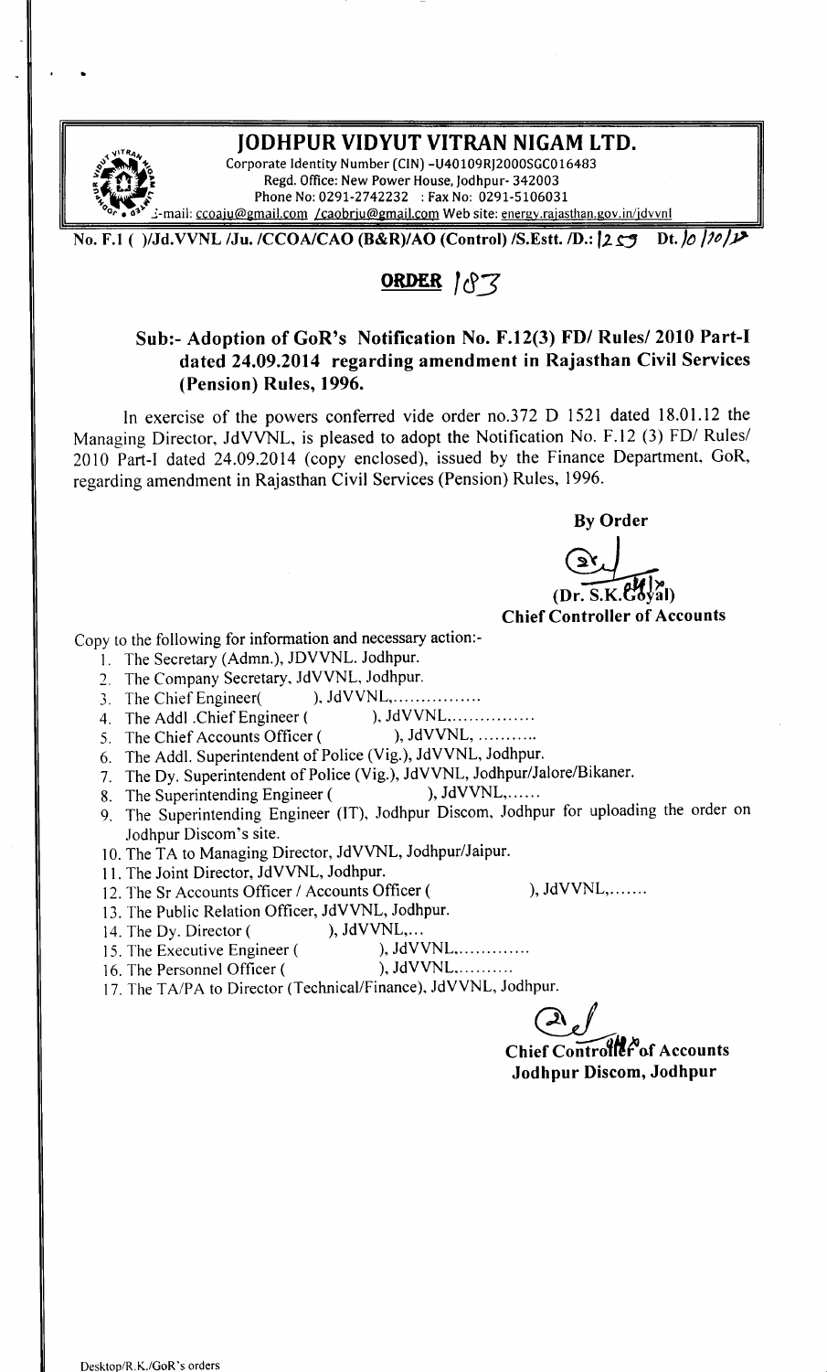# JODHPUR VIDYUT VITRAN NIGAM LTD.

Corporate Identity Number (CIN) -U40109RJ2000SGC016483
Regd. Office: New Power House, Jodhpur- 342003
Phone No: 0291-2742232 : Fax No: 0291-5106031
E-mail: ccoaju@gmail.com /caobrju@gmail.com Web site: energy.rajasthan.gov.in/jdvvnl

No. F.1 ( )/Jd.VVNL /Ju. /CCOA/CAO (B&R)/AO (Control) /S.Estt. /D.: 1259 Dt. 10/10/14

## ORDER 183

### Sub:- Adoption of GoR's Notification No. F.12(3) FD/ Rules/ 2010 Part-I dated 24.09.2014 regarding amendment in Rajasthan Civil Services (Pension) Rules, 1996.

In exercise of the powers conferred vide order no.372 D 1521 dated 18.01.12 the Managing Director, JdVVNL, is pleased to adopt the Notification No. F.12 (3) FD/ Rules/ 2010 Part-I dated 24.09.2014 (copy enclosed), issued by the Finance Department, GoR, regarding amendment in Rajasthan Civil Services (Pension) Rules, 1996.

**By Order**

**(Dr. S.K.Goyal)**
**Chief Controller of Accounts**

Copy to the following for information and necessary action:-

1. The Secretary (Admn.), JDVVNL. Jodhpur.
2. The Company Secretary, JdVVNL, Jodhpur.
3. The Chief Engineer( ), JdVVNL,................
4. The Addl .Chief Engineer ( ), JdVVNL,...............
5. The Chief Accounts Officer ( ), JdVVNL, ...........
6. The Addl. Superintendent of Police (Vig.), JdVVNL, Jodhpur.
7. The Dy. Superintendent of Police (Vig.), JdVVNL, Jodhpur/Jalore/Bikaner.
8. The Superintending Engineer ( ), JdVVNL,......
9. The Superintending Engineer (IT), Jodhpur Discom, Jodhpur for uploading the order on Jodhpur Discom's site.
10. The TA to Managing Director, JdVVNL, Jodhpur/Jaipur.
11. The Joint Director, JdVVNL, Jodhpur.
12. The Sr Accounts Officer / Accounts Officer ( ), JdVVNL,.......
13. The Public Relation Officer, JdVVNL, Jodhpur.
14. The Dy. Director ( ), JdVVNL,...
15. The Executive Engineer ( ), JdVVNL,.............
16. The Personnel Officer ( ), JdVVNL...........
17. The TA/PA to Director (Technical/Finance), JdVVNL, Jodhpur.

**Chief Controller of Accounts**
**Jodhpur Discom, Jodhpur**

Desktop/R.K./GoR's orders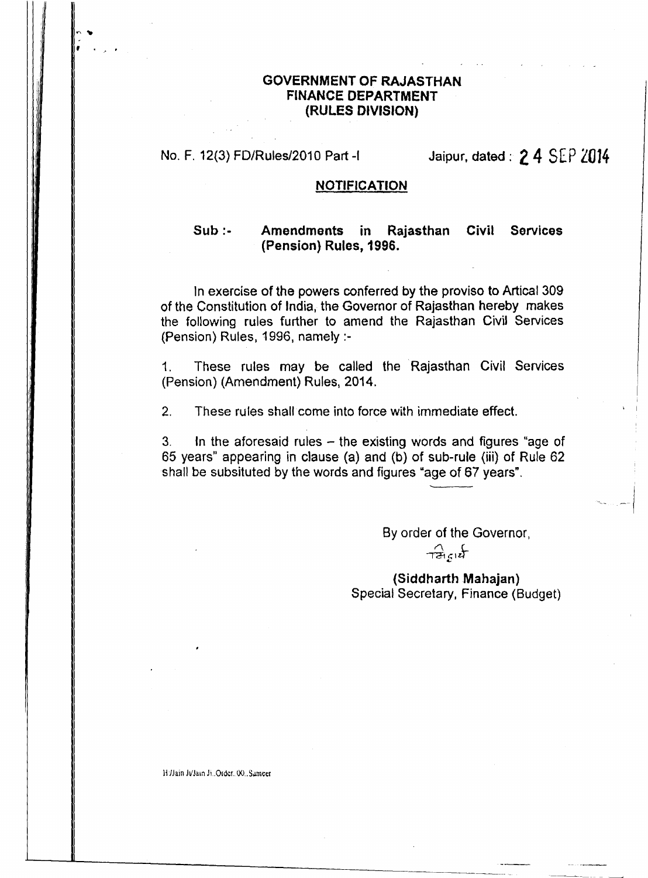# GOVERNMENT OF RAJASTHAN
## FINANCE DEPARTMENT
### (RULES DIVISION)

No. F. 12(3) FD/Rules/2010 Part -I    Jaipur, dated : 24 SEP 2014

**NOTIFICATION**

**Sub :- Amendments in Rajasthan Civil Services (Pension) Rules, 1996.**

In exercise of the powers conferred by the proviso to Artical 309 of the Constitution of India, the Governor of Rajasthan hereby makes the following rules further to amend the Rajasthan Civil Services (Pension) Rules, 1996, namely :-

1. These rules may be called the Rajasthan Civil Services (Pension) (Amendment) Rules, 2014.

2. These rules shall come into force with immediate effect.

3. In the aforesaid rules – the existing words and figures "age of 65 years" appearing in clause (a) and (b) of sub-rule (iii) of Rule 62 shall be subsituted by the words and figures "age of 67 years".

By order of the Governor,

**(Siddharth Mahajan)**
Special Secretary, Finance (Budget)

H:/Jain Ji/Jain Ji..Order. 00..Sameer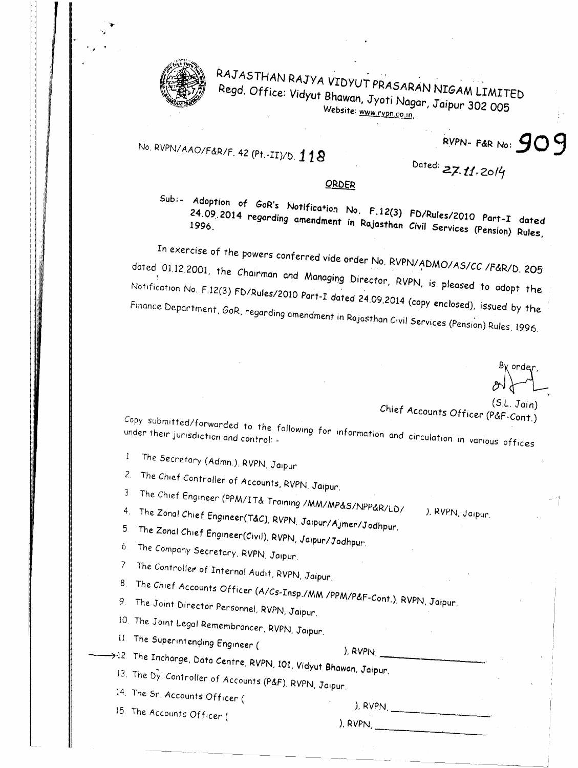# RAJASTHAN RAJYA VIDYUT PRASARAN NIGAM LIMITED

Regd. Office: Vidyut Bhawan, Jyoti Nagar, Jaipur 302 005

Website: www.rvpn.co.in

RVPN- F&R No: 909

No. RVPN/AAO/F&R/F. 42 (Pt.-II)/D. 118

Dated: 27.11.2014

## ORDER

Sub:- Adoption of GoR's Notification No. F.12(3) FD/Rules/2010 Part-I dated 24.09.2014 regarding amendment in Rajasthan Civil Services (Pension) Rules, 1996.

In exercise of the powers conferred vide order No. RVPN/ADMO/AS/CC /F&R/D. 205 dated 01.12.2001, the Chairman and Managing Director, RVPN, is pleased to adopt the Notification No. F.12(3) FD/Rules/2010 Part-I dated 24.09.2014 (copy enclosed), issued by the Finance Department, GoR, regarding amendment in Rajasthan Civil Services (Pension) Rules, 1996.

By order,

(S.L. Jain)
Chief Accounts Officer (P&F-Cont.)

Copy submitted/forwarded to the following for information and circulation in various offices under their jurisdiction and control: -

1. The Secretary (Admn.), RVPN, Jaipur.
2. The Chief Controller of Accounts, RVPN, Jaipur.
3. The Chief Engineer (PPM/IT& Training /MM/MP&S/NPP&R/LD/ ), RVPN, Jaipur.
4. The Zonal Chief Engineer(T&C), RVPN, Jaipur/Ajmer/Jodhpur.
5. The Zonal Chief Engineer(Civil), RVPN, Jaipur/Jodhpur.
6. The Company Secretary, RVPN, Jaipur.
7. The Controller of Internal Audit, RVPN, Jaipur.
8. The Chief Accounts Officer (A/Cs-Insp./MM /PPM/P&F-Cont.), RVPN, Jaipur.
9. The Joint Director Personnel, RVPN, Jaipur.
10. The Joint Legal Remembrancer, RVPN, Jaipur.
11. The Superintending Engineer ( ), RVPN, \_\_\_\_\_\_\_\_\_\_.
12. The Incharge, Data Centre, RVPN, 101, Vidyut Bhawan, Jaipur.
13. The Dy. Controller of Accounts (P&F), RVPN, Jaipur.
14. The Sr. Accounts Officer ( ), RVPN, \_\_\_\_\_\_\_\_\_\_.
15. The Accounts Officer ( ), RVPN, \_\_\_\_\_\_\_\_\_\_.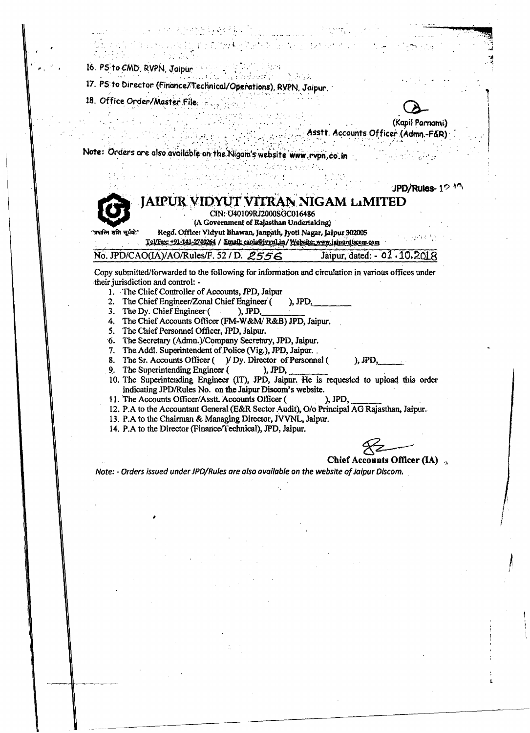16. PS to CMD, RVPN, Jaipur
17. PS to Director (Finance/Technical/Operations), RVPN, Jaipur.
18. Office Order/Master File.

(Kapil Parnami)
Asstt. Accounts Officer (Admn.-F&R)

Note: Orders are also available on the Nigam's website www.rvpn.co.in

JPD/Rules- 1? 1?

# JAIPUR VIDYUT VITRAN NIGAM LIMITED

CIN: U40109RJ2000SGC016486
(A Government of Rajasthan Undertaking)
"प्रकाशित शक्ति सूर्योदय"
Regd. Office: Vidyut Bhawan, Janpath, Jyoti Nagar, Jaipur 302005
Tel/Fax: +91-141-2740264 / Email: caoia@jvvnl.in / Website: www.jaipurdiscom.com

No. JPD/CAO(IA)/AO/Rules/F. 52 / D. 2556 Jaipur, dated: - 01.10.2018

Copy submitted/forwarded to the following for information and circulation in various offices under their jurisdiction and control: -

1. The Chief Controller of Accounts, JPD, Jaipur
2. The Chief Engineer/Zonal Chief Engineer ( ), JPD, ________
3. The Dy. Chief Engineer ( ), JPD, ________
4. The Chief Accounts Officer (FM-W&M/ R&B) JPD, Jaipur.
5. The Chief Personnel Officer, JPD, Jaipur.
6. The Secretary (Admn.)/Company Secretary, JPD, Jaipur.
7. The Addl. Superintendent of Police (Vig.), JPD, Jaipur.
8. The Sr. Accounts Officer ( )/ Dy. Director of Personnel ( ), JPD, ______
9. The Superintending Engineer ( ), JPD, ________
10. The Superintending Engineer (IT), JPD, Jaipur. He is requested to upload this order indicating JPD/Rules No. on the Jaipur Discom's website.
11. The Accounts Officer/Asstt. Accounts Officer ( ), JPD, ______
12. P.A to the Accountant General (E&R Sector Audit), O/o Principal AG Rajasthan, Jaipur.
13. P.A to the Chairman & Managing Director, JVVNL, Jaipur.
14. P.A to the Director (Finance/Technical), JPD, Jaipur.

**Chief Accounts Officer (IA)**

*Note: - Orders issued under JPD/Rules are also available on the website of Jaipur Discom.*